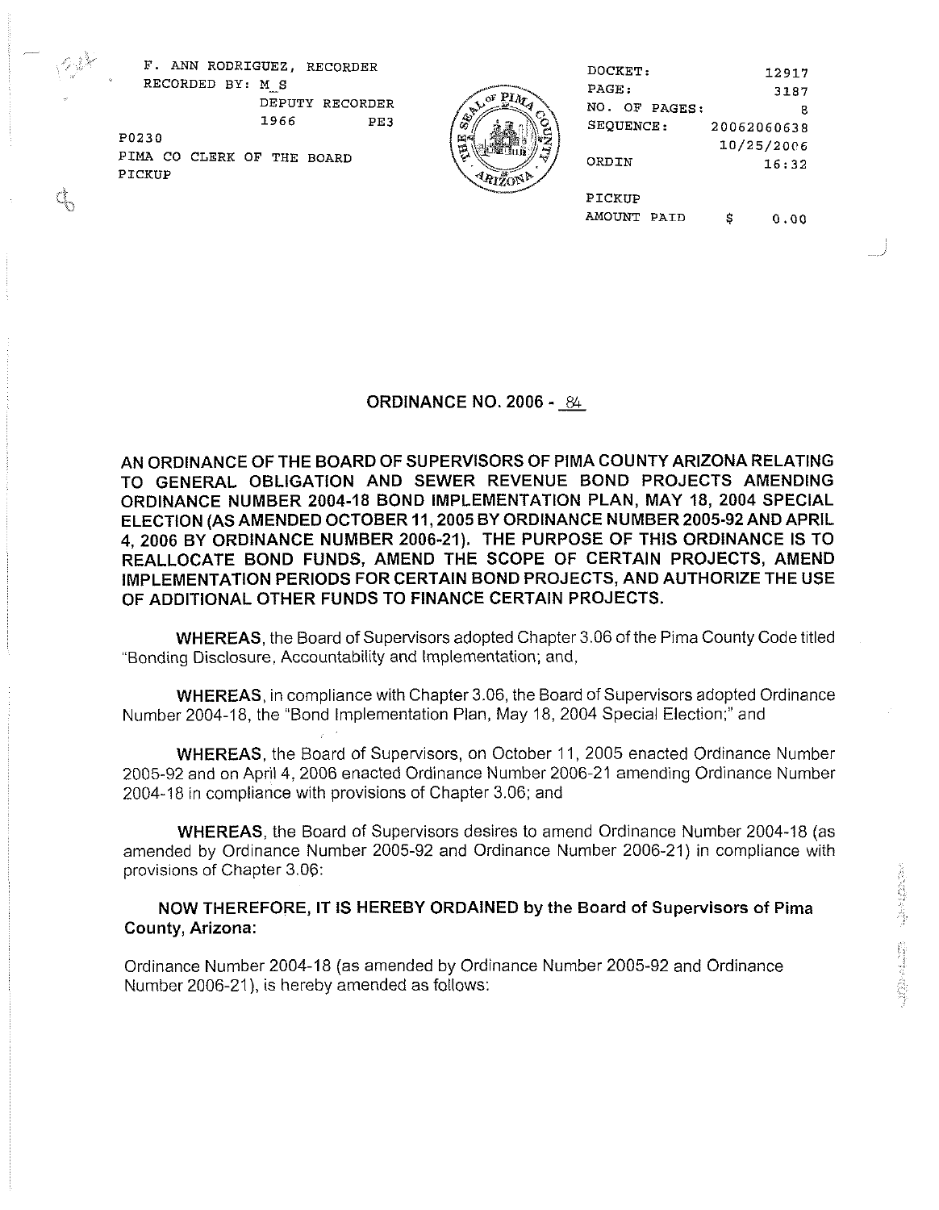F. ANN RODRIGUEZ, RECORDER
RECORDED BY: M_S
DEPUTY RECORDER
1966 PE3
P0230
PIMA CO CLERK OF THE BOARD
PICKUP

DOCKET: 12917
PAGE: 3187
NO. OF PAGES: 8
SEQUENCE: 20062060638
10/25/2006
ORDIN 16:32

PICKUP
AMOUNT PAID $ 0.00

## ORDINANCE NO. 2006 - 84

**AN ORDINANCE OF THE BOARD OF SUPERVISORS OF PIMA COUNTY ARIZONA RELATING TO GENERAL OBLIGATION AND SEWER REVENUE BOND PROJECTS AMENDING ORDINANCE NUMBER 2004-18 BOND IMPLEMENTATION PLAN, MAY 18, 2004 SPECIAL ELECTION (AS AMENDED OCTOBER 11, 2005 BY ORDINANCE NUMBER 2005-92 AND APRIL 4, 2006 BY ORDINANCE NUMBER 2006-21). THE PURPOSE OF THIS ORDINANCE IS TO REALLOCATE BOND FUNDS, AMEND THE SCOPE OF CERTAIN PROJECTS, AMEND IMPLEMENTATION PERIODS FOR CERTAIN BOND PROJECTS, AND AUTHORIZE THE USE OF ADDITIONAL OTHER FUNDS TO FINANCE CERTAIN PROJECTS.**

**WHEREAS**, the Board of Supervisors adopted Chapter 3.06 of the Pima County Code titled "Bonding Disclosure, Accountability and Implementation; and,

**WHEREAS**, in compliance with Chapter 3.06, the Board of Supervisors adopted Ordinance Number 2004-18, the "Bond Implementation Plan, May 18, 2004 Special Election;" and

**WHEREAS**, the Board of Supervisors, on October 11, 2005 enacted Ordinance Number 2005-92 and on April 4, 2006 enacted Ordinance Number 2006-21 amending Ordinance Number 2004-18 in compliance with provisions of Chapter 3.06; and

**WHEREAS**, the Board of Supervisors desires to amend Ordinance Number 2004-18 (as amended by Ordinance Number 2005-92 and Ordinance Number 2006-21) in compliance with provisions of Chapter 3.06:

**NOW THEREFORE, IT IS HEREBY ORDAINED by the Board of Supervisors of Pima County, Arizona:**

Ordinance Number 2004-18 (as amended by Ordinance Number 2005-92 and Ordinance Number 2006-21), is hereby amended as follows: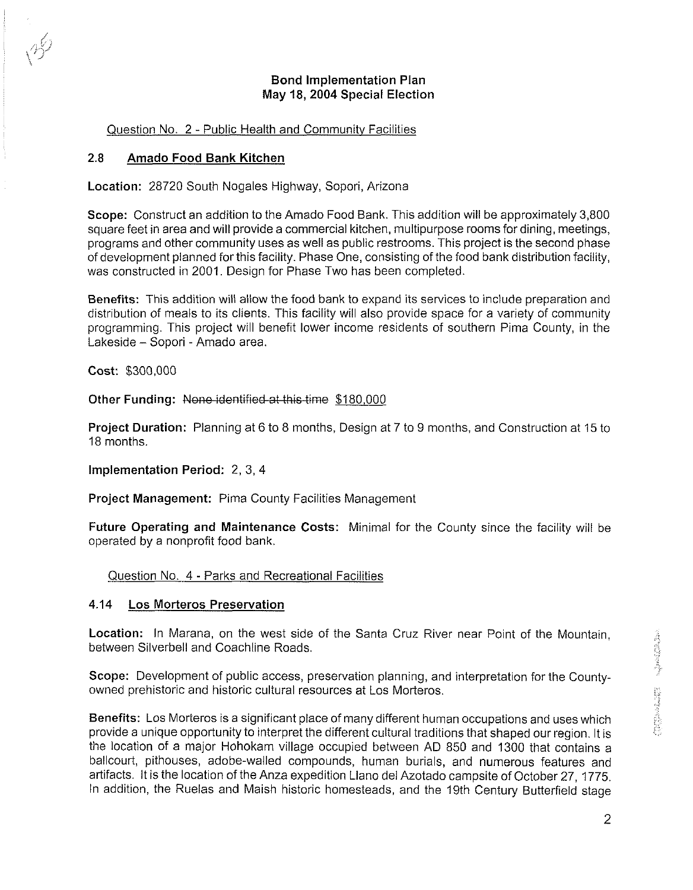## Bond Implementation Plan
## May 18, 2004 Special Election

Question No. 2 - Public Health and Community Facilities

### 2.8 Amado Food Bank Kitchen

**Location:** 28720 South Nogales Highway, Sopori, Arizona

**Scope:** Construct an addition to the Amado Food Bank. This addition will be approximately 3,800 square feet in area and will provide a commercial kitchen, multipurpose rooms for dining, meetings, programs and other community uses as well as public restrooms. This project is the second phase of development planned for this facility. Phase One, consisting of the food bank distribution facility, was constructed in 2001. Design for Phase Two has been completed.

**Benefits:** This addition will allow the food bank to expand its services to include preparation and distribution of meals to its clients. This facility will also provide space for a variety of community programming. This project will benefit lower income residents of southern Pima County, in the Lakeside – Sopori - Amado area.

**Cost:** $300,000

**Other Funding:** ~~None identified at this time~~ $180,000

**Project Duration:** Planning at 6 to 8 months, Design at 7 to 9 months, and Construction at 15 to 18 months.

**Implementation Period:** 2, 3, 4

**Project Management:** Pima County Facilities Management

**Future Operating and Maintenance Costs:** Minimal for the County since the facility will be operated by a nonprofit food bank.

Question No. 4 - Parks and Recreational Facilities

### 4.14 Los Morteros Preservation

**Location:** In Marana, on the west side of the Santa Cruz River near Point of the Mountain, between Silverbell and Coachline Roads.

**Scope:** Development of public access, preservation planning, and interpretation for the County-owned prehistoric and historic cultural resources at Los Morteros.

**Benefits:** Los Morteros is a significant place of many different human occupations and uses which provide a unique opportunity to interpret the different cultural traditions that shaped our region. It is the location of a major Hohokam village occupied between AD 850 and 1300 that contains a ballcourt, pithouses, adobe-walled compounds, human burials, and numerous features and artifacts. It is the location of the Anza expedition Llano del Azotado campsite of October 27, 1775. In addition, the Ruelas and Maish historic homesteads, and the 19th Century Butterfield stage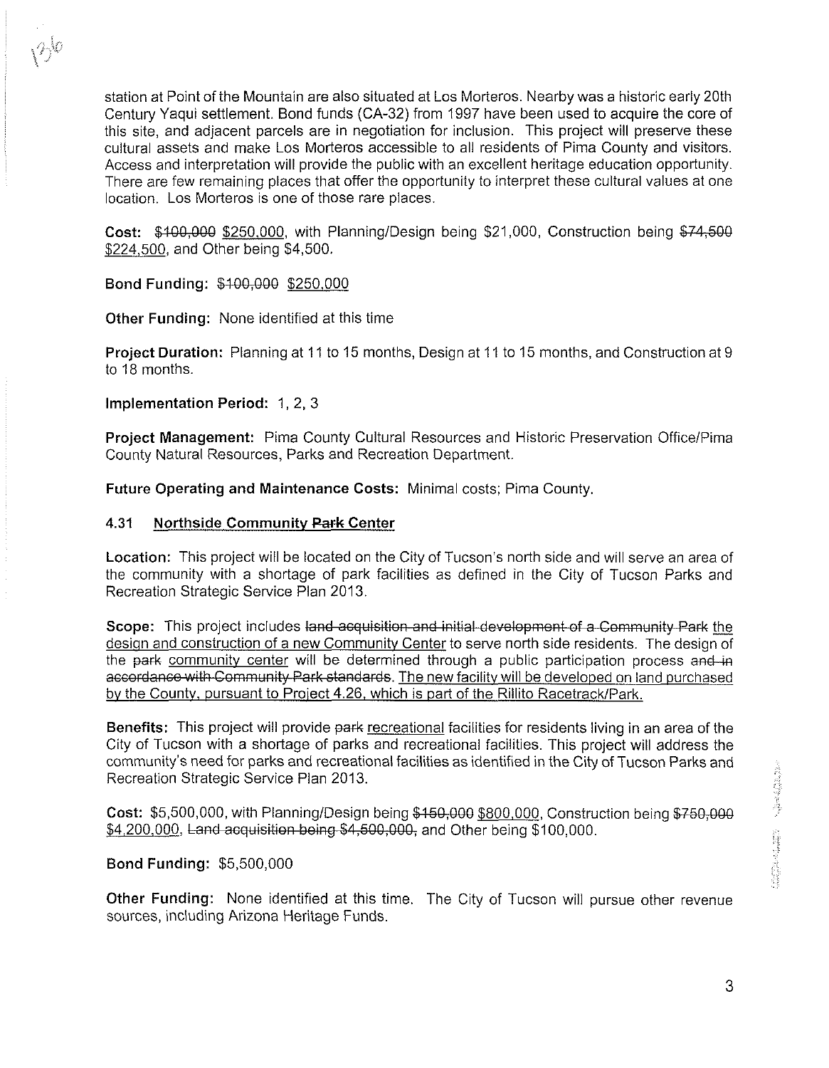station at Point of the Mountain are also situated at Los Morteros. Nearby was a historic early 20th Century Yaqui settlement. Bond funds (CA-32) from 1997 have been used to acquire the core of this site, and adjacent parcels are in negotiation for inclusion. This project will preserve these cultural assets and make Los Morteros accessible to all residents of Pima County and visitors. Access and interpretation will provide the public with an excellent heritage education opportunity. There are few remaining places that offer the opportunity to interpret these cultural values at one location. Los Morteros is one of those rare places.

**Cost:** ~~$100,000~~ $250,000, with Planning/Design being $21,000, Construction being ~~$74,500~~ $224,500, and Other being $4,500.

**Bond Funding:** ~~$100,000~~ $250,000

**Other Funding:** None identified at this time

**Project Duration:** Planning at 11 to 15 months, Design at 11 to 15 months, and Construction at 9 to 18 months.

**Implementation Period:** 1, 2, 3

**Project Management:** Pima County Cultural Resources and Historic Preservation Office/Pima County Natural Resources, Parks and Recreation Department.

**Future Operating and Maintenance Costs:** Minimal costs; Pima County.

### 4.31 Northside Community ~~Park~~ Center

**Location:** This project will be located on the City of Tucson's north side and will serve an area of the community with a shortage of park facilities as defined in the City of Tucson Parks and Recreation Strategic Service Plan 2013.

**Scope:** This project includes ~~land acquisition and initial development of a Community Park~~ the design and construction of a new Community Center to serve north side residents. The design of the ~~park~~ community center will be determined through a public participation process ~~and in accordance with Community Park standards~~. The new facility will be developed on land purchased by the County, pursuant to Project 4.26, which is part of the Rillito Racetrack/Park.

**Benefits:** This project will provide ~~park~~ recreational facilities for residents living in an area of the City of Tucson with a shortage of parks and recreational facilities. This project will address the community's need for parks and recreational facilities as identified in the City of Tucson Parks and Recreation Strategic Service Plan 2013.

**Cost:** $5,500,000, with Planning/Design being ~~$150,000~~ $800,000, Construction being ~~$750,000~~ $4,200,000, ~~Land acquisition being $4,500,000,~~ and Other being $100,000.

**Bond Funding:** $5,500,000

**Other Funding:** None identified at this time. The City of Tucson will pursue other revenue sources, including Arizona Heritage Funds.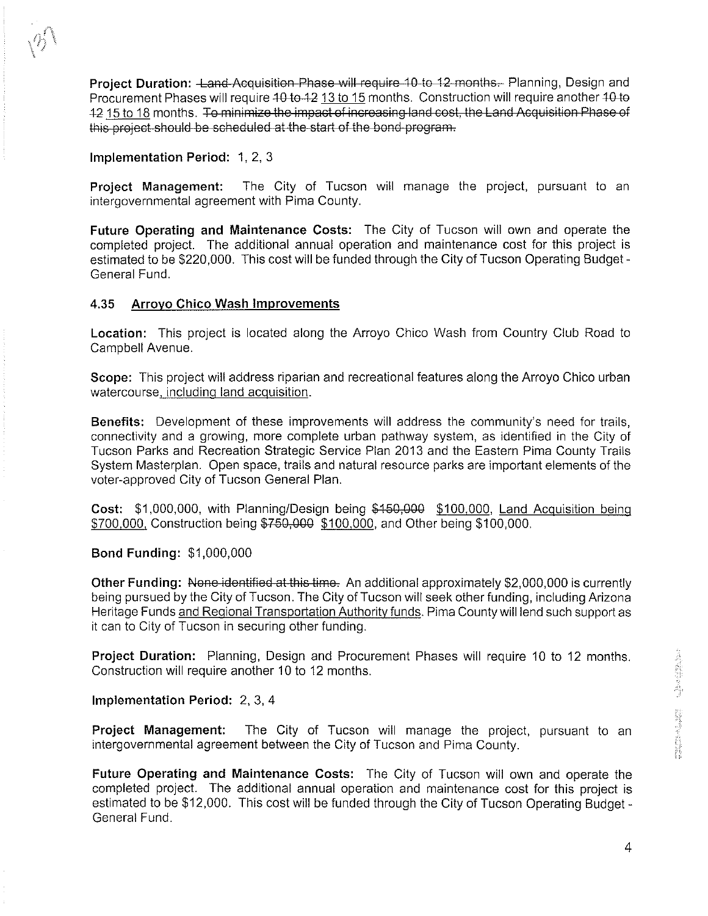**Project Duration:** ~~Land Acquisition Phase will require 10 to 12 months.~~ Planning, Design and Procurement Phases will require ~~10 to 12~~ <u>13 to 15</u> months. Construction will require another ~~10 to 12~~ <u>15 to 18</u> months. ~~To minimize the impact of increasing land cost, the Land Acquisition Phase of this project should be scheduled at the start of the bond program.~~

**Implementation Period:** 1, 2, 3

**Project Management:** The City of Tucson will manage the project, pursuant to an intergovernmental agreement with Pima County.

**Future Operating and Maintenance Costs:** The City of Tucson will own and operate the completed project. The additional annual operation and maintenance cost for this project is estimated to be $220,000. This cost will be funded through the City of Tucson Operating Budget - General Fund.

### 4.35 <u>Arroyo Chico Wash Improvements</u>

**Location:** This project is located along the Arroyo Chico Wash from Country Club Road to Campbell Avenue.

**Scope:** This project will address riparian and recreational features along the Arroyo Chico urban watercourse<u>, including land acquisition</u>.

**Benefits:** Development of these improvements will address the community's need for trails, connectivity and a growing, more complete urban pathway system, as identified in the City of Tucson Parks and Recreation Strategic Service Plan 2013 and the Eastern Pima County Trails System Masterplan. Open space, trails and natural resource parks are important elements of the voter-approved City of Tucson General Plan.

**Cost:** $1,000,000, with Planning/Design being ~~$150,000~~ <u>$100,000</u>, <u>Land Acquisition being $700,000</u>, Construction being ~~$750,000~~ <u>$100,000</u>, and Other being $100,000.

**Bond Funding:** $1,000,000

**Other Funding:** ~~None identified at this time.~~ An additional approximately $2,000,000 is currently being pursued by the City of Tucson. The City of Tucson will seek other funding, including Arizona Heritage Funds <u>and Regional Transportation Authority funds</u>. Pima County will lend such support as it can to City of Tucson in securing other funding.

**Project Duration:** Planning, Design and Procurement Phases will require 10 to 12 months. Construction will require another 10 to 12 months.

**Implementation Period:** 2, 3, 4

**Project Management:** The City of Tucson will manage the project, pursuant to an intergovernmental agreement between the City of Tucson and Pima County.

**Future Operating and Maintenance Costs:** The City of Tucson will own and operate the completed project. The additional annual operation and maintenance cost for this project is estimated to be $12,000. This cost will be funded through the City of Tucson Operating Budget - General Fund.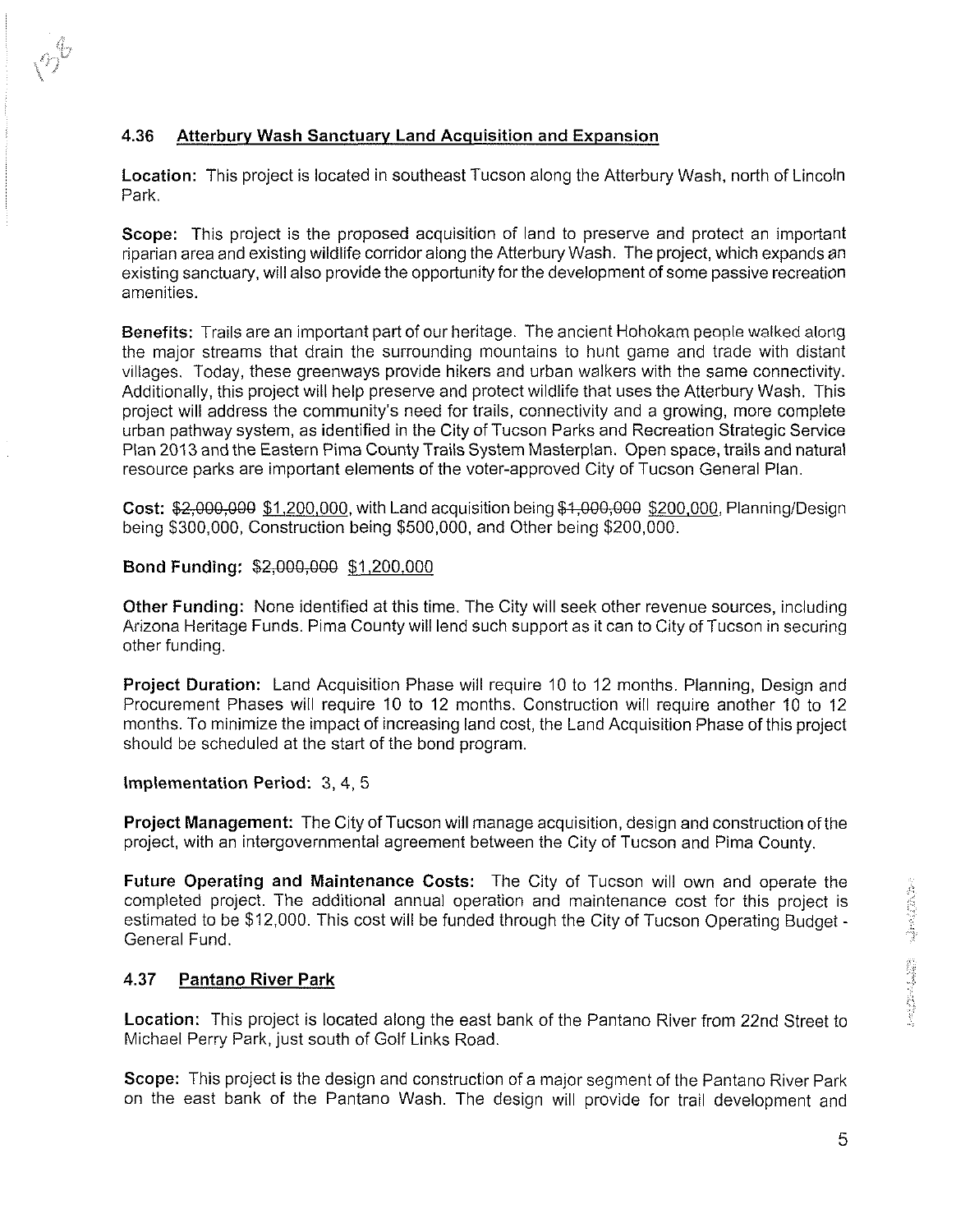### 4.36 Atterbury Wash Sanctuary Land Acquisition and Expansion

**Location:** This project is located in southeast Tucson along the Atterbury Wash, north of Lincoln Park.

**Scope:** This project is the proposed acquisition of land to preserve and protect an important riparian area and existing wildlife corridor along the Atterbury Wash. The project, which expands an existing sanctuary, will also provide the opportunity for the development of some passive recreation amenities.

**Benefits:** Trails are an important part of our heritage. The ancient Hohokam people walked along the major streams that drain the surrounding mountains to hunt game and trade with distant villages. Today, these greenways provide hikers and urban walkers with the same connectivity. Additionally, this project will help preserve and protect wildlife that uses the Atterbury Wash. This project will address the community's need for trails, connectivity and a growing, more complete urban pathway system, as identified in the City of Tucson Parks and Recreation Strategic Service Plan 2013 and the Eastern Pima County Trails System Masterplan. Open space, trails and natural resource parks are important elements of the voter-approved City of Tucson General Plan.

**Cost:** ~~$2,000,000~~ <u>$1,200,000</u>, with Land acquisition being ~~$1,000,000~~ <u>$200,000</u>, Planning/Design being $300,000, Construction being $500,000, and Other being $200,000.

**Bond Funding:** ~~$2,000,000~~ <u>$1,200,000</u>

**Other Funding:** None identified at this time. The City will seek other revenue sources, including Arizona Heritage Funds. Pima County will lend such support as it can to City of Tucson in securing other funding.

**Project Duration:** Land Acquisition Phase will require 10 to 12 months. Planning, Design and Procurement Phases will require 10 to 12 months. Construction will require another 10 to 12 months. To minimize the impact of increasing land cost, the Land Acquisition Phase of this project should be scheduled at the start of the bond program.

**Implementation Period:** 3, 4, 5

**Project Management:** The City of Tucson will manage acquisition, design and construction of the project, with an intergovernmental agreement between the City of Tucson and Pima County.

**Future Operating and Maintenance Costs:** The City of Tucson will own and operate the completed project. The additional annual operation and maintenance cost for this project is estimated to be $12,000. This cost will be funded through the City of Tucson Operating Budget - General Fund.

### 4.37 Pantano River Park

**Location:** This project is located along the east bank of the Pantano River from 22nd Street to Michael Perry Park, just south of Golf Links Road.

**Scope:** This project is the design and construction of a major segment of the Pantano River Park on the east bank of the Pantano Wash. The design will provide for trail development and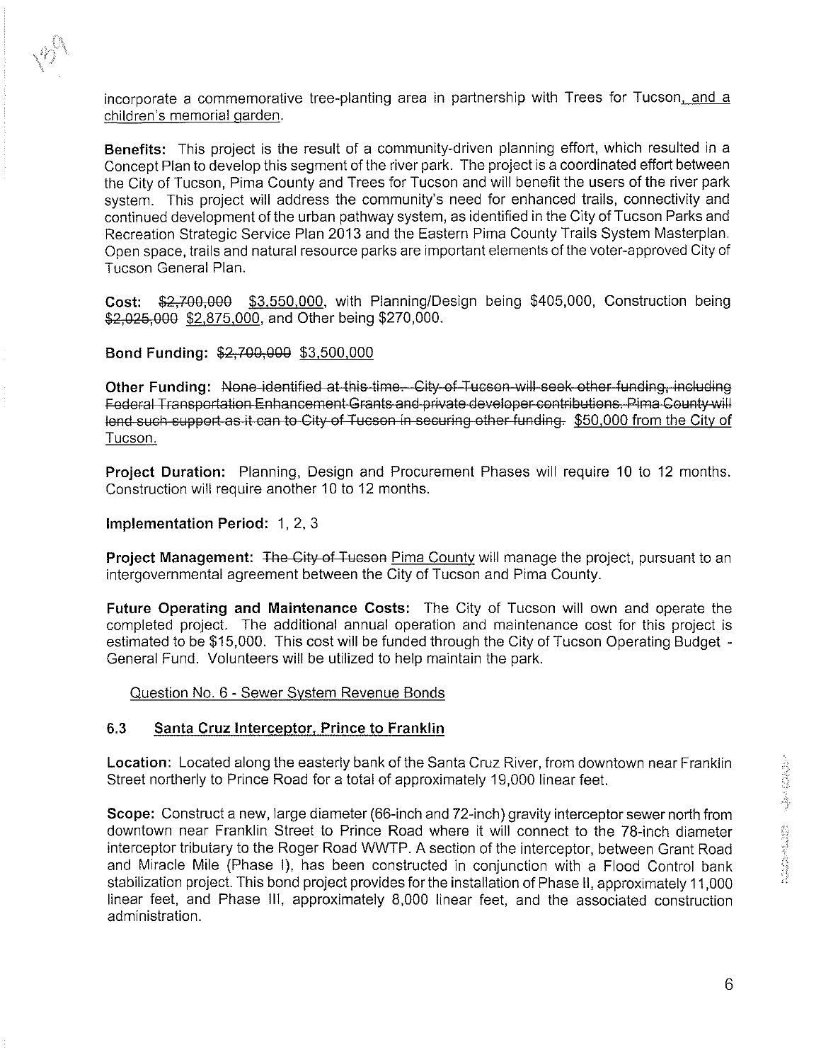incorporate a commemorative tree-planting area in partnership with Trees for Tucson, and a children's memorial garden.

**Benefits:** This project is the result of a community-driven planning effort, which resulted in a Concept Plan to develop this segment of the river park. The project is a coordinated effort between the City of Tucson, Pima County and Trees for Tucson and will benefit the users of the river park system. This project will address the community's need for enhanced trails, connectivity and continued development of the urban pathway system, as identified in the City of Tucson Parks and Recreation Strategic Service Plan 2013 and the Eastern Pima County Trails System Masterplan. Open space, trails and natural resource parks are important elements of the voter-approved City of Tucson General Plan.

**Cost:** ~~$2,700,000~~ $3,550,000, with Planning/Design being $405,000, Construction being ~~$2,025,000~~ $2,875,000, and Other being $270,000.

**Bond Funding:** ~~$2,700,000~~ $3,500,000

**Other Funding:** ~~None identified at this time. City of Tucson will seek other funding, including Federal Transportation Enhancement Grants and private developer contributions. Pima County will lend such support as it can to City of Tucson in securing other funding.~~ $50,000 from the City of Tucson.

**Project Duration:** Planning, Design and Procurement Phases will require 10 to 12 months. Construction will require another 10 to 12 months.

**Implementation Period:** 1, 2, 3

**Project Management:** ~~The City of Tucson~~ Pima County will manage the project, pursuant to an intergovernmental agreement between the City of Tucson and Pima County.

**Future Operating and Maintenance Costs:** The City of Tucson will own and operate the completed project. The additional annual operation and maintenance cost for this project is estimated to be $15,000. This cost will be funded through the City of Tucson Operating Budget - General Fund. Volunteers will be utilized to help maintain the park.

Question No. 6 - Sewer System Revenue Bonds

### 6.3 Santa Cruz Interceptor, Prince to Franklin

**Location:** Located along the easterly bank of the Santa Cruz River, from downtown near Franklin Street northerly to Prince Road for a total of approximately 19,000 linear feet.

**Scope:** Construct a new, large diameter (66-inch and 72-inch) gravity interceptor sewer north from downtown near Franklin Street to Prince Road where it will connect to the 78-inch diameter interceptor tributary to the Roger Road WWTP. A section of the interceptor, between Grant Road and Miracle Mile (Phase I), has been constructed in conjunction with a Flood Control bank stabilization project. This bond project provides for the installation of Phase II, approximately 11,000 linear feet, and Phase III, approximately 8,000 linear feet, and the associated construction administration.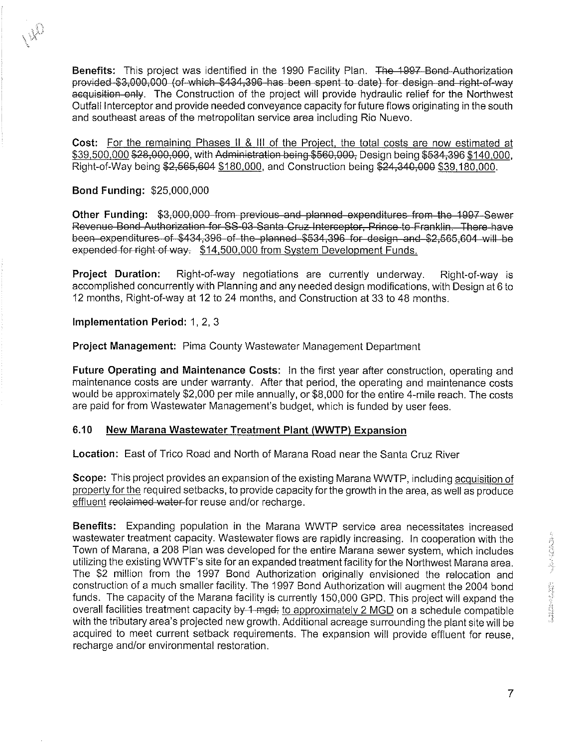**Benefits:** This project was identified in the 1990 Facility Plan. ~~The 1997 Bond Authorization provided $3,000,000 (of which $434,396 has been spent to date) for design and right-of-way acquisition only~~. The Construction of the project will provide hydraulic relief for the Northwest Outfall Interceptor and provide needed conveyance capacity for future flows originating in the south and southeast areas of the metropolitan service area including Rio Nuevo.

**Cost:** For the remaining Phases II & III of the Project, the total costs are now estimated at $39,500,000 ~~$28,000,000~~, with ~~Administration being $560,000,~~ Design being ~~$534,396~~ $140,000, Right-of-Way being ~~$2,565,604~~ $180,000, and Construction being ~~$24,340,000~~ $39,180,000.

**Bond Funding:** $25,000,000

**Other Funding:** ~~$3,000,000 from previous and planned expenditures from the 1997 Sewer Revenue Bond Authorization for SS-03 Santa Cruz Interceptor, Prince to Franklin. There have been expenditures of $434,396 of the planned $534,396 for design and $2,565,604 will be expended for right of way.~~ $14,500,000 from System Development Funds.

**Project Duration:** Right-of-way negotiations are currently underway. Right-of-way is accomplished concurrently with Planning and any needed design modifications, with Design at 6 to 12 months, Right-of-way at 12 to 24 months, and Construction at 33 to 48 months.

**Implementation Period:** 1, 2, 3

**Project Management:** Pima County Wastewater Management Department

**Future Operating and Maintenance Costs:** In the first year after construction, operating and maintenance costs are under warranty. After that period, the operating and maintenance costs would be approximately $2,000 per mile annually, or $8,000 for the entire 4-mile reach. The costs are paid for from Wastewater Management's budget, which is funded by user fees.

### 6.10 New Marana Wastewater Treatment Plant (WWTP) Expansion

**Location:** East of Trico Road and North of Marana Road near the Santa Cruz River

**Scope:** This project provides an expansion of the existing Marana WWTP, including acquisition of property for the required setbacks, to provide capacity for the growth in the area, as well as produce effluent ~~reclaimed water~~ for reuse and/or recharge.

**Benefits:** Expanding population in the Marana WWTP service area necessitates increased wastewater treatment capacity. Wastewater flows are rapidly increasing. In cooperation with the Town of Marana, a 208 Plan was developed for the entire Marana sewer system, which includes utilizing the existing WWTF's site for an expanded treatment facility for the Northwest Marana area. The $2 million from the 1997 Bond Authorization originally envisioned the relocation and construction of a much smaller facility. The 1997 Bond Authorization will augment the 2004 bond funds. The capacity of the Marana facility is currently 150,000 GPD. This project will expand the overall facilities treatment capacity ~~by 1 mgd;~~ to approximately 2 MGD on a schedule compatible with the tributary area's projected new growth. Additional acreage surrounding the plant site will be acquired to meet current setback requirements. The expansion will provide effluent for reuse, recharge and/or environmental restoration.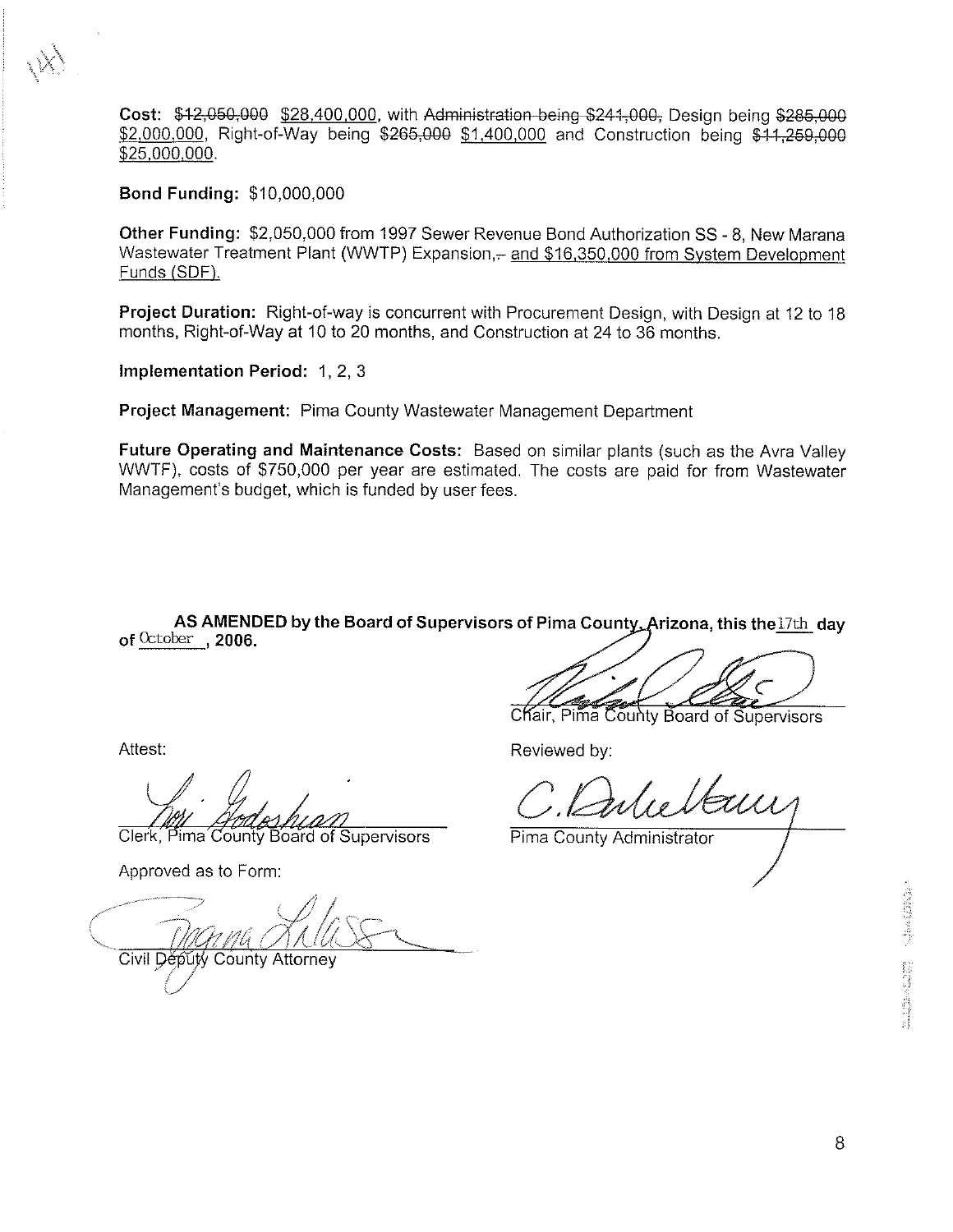**Cost:** ~~$12,050,000~~ $28,400,000, with ~~Administration being $241,000,~~ Design being ~~$285,000~~ $2,000,000, Right-of-Way being ~~$265,000~~ $1,400,000 and Construction being ~~$11,259,000~~ $25,000,000.

**Bond Funding:** $10,000,000

**Other Funding:** $2,050,000 from 1997 Sewer Revenue Bond Authorization SS - 8, New Marana Wastewater Treatment Plant (WWTP) Expansion, and $16,350,000 from System Development Funds (SDF).

**Project Duration:** Right-of-way is concurrent with Procurement Design, with Design at 12 to 18 months, Right-of-Way at 10 to 20 months, and Construction at 24 to 36 months.

**Implementation Period:** 1, 2, 3

**Project Management:** Pima County Wastewater Management Department

**Future Operating and Maintenance Costs:** Based on similar plants (such as the Avra Valley WWTF), costs of $750,000 per year are estimated. The costs are paid for from Wastewater Management's budget, which is funded by user fees.

**AS AMENDED by the Board of Supervisors of Pima County, Arizona, this the 17th day of October, 2006.**

Chair, Pima County Board of Supervisors

Attest:

Clerk, Pima County Board of Supervisors

Reviewed by:

Pima County Administrator

Approved as to Form:

Civil Deputy County Attorney